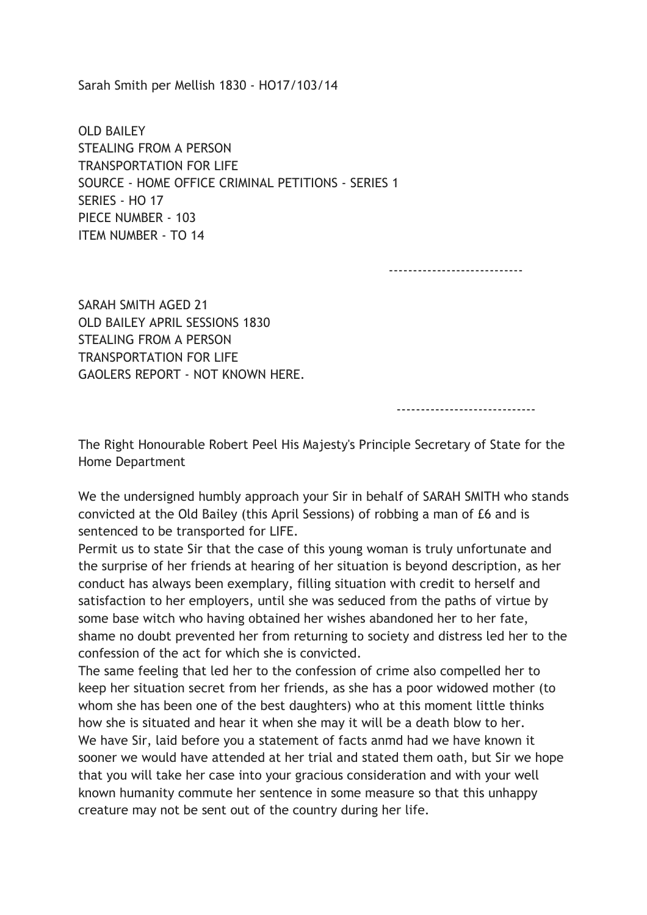Sarah Smith per Mellish 1830 - HO17/103/14

OLD BAILEY
STEALING FROM A PERSON
TRANSPORTATION FOR LIFE
SOURCE - HOME OFFICE CRIMINAL PETITIONS - SERIES 1
SERIES - HO 17
PIECE NUMBER - 103
ITEM NUMBER - TO 14

---------------------------

SARAH SMITH AGED 21
OLD BAILEY APRIL SESSIONS 1830
STEALING FROM A PERSON
TRANSPORTATION FOR LIFE
GAOLERS REPORT - NOT KNOWN HERE.

----------------------------

The Right Honourable Robert Peel His Majesty's Principle Secretary of State for the Home Department

We the undersigned humbly approach your Sir in behalf of SARAH SMITH who stands convicted at the Old Bailey (this April Sessions) of robbing a man of £6 and is sentenced to be transported for LIFE.
Permit us to state Sir that the case of this young woman is truly unfortunate and the surprise of her friends at hearing of her situation is beyond description, as her conduct has always been exemplary, filling situation with credit to herself and satisfaction to her employers, until she was seduced from the paths of virtue by some base witch who having obtained her wishes abandoned her to her fate, shame no doubt prevented her from returning to society and distress led her to the confession of the act for which she is convicted.
The same feeling that led her to the confession of crime also compelled her to keep her situation secret from her friends, as she has a poor widowed mother (to whom she has been one of the best daughters) who at this moment little thinks how she is situated and hear it when she may it will be a death blow to her.
We have Sir, laid before you a statement of facts anmd had we have known it sooner we would have attended at her trial and stated them oath, but Sir we hope that you will take her case into your gracious consideration and with your well known humanity commute her sentence in some measure so that this unhappy creature may not be sent out of the country during her life.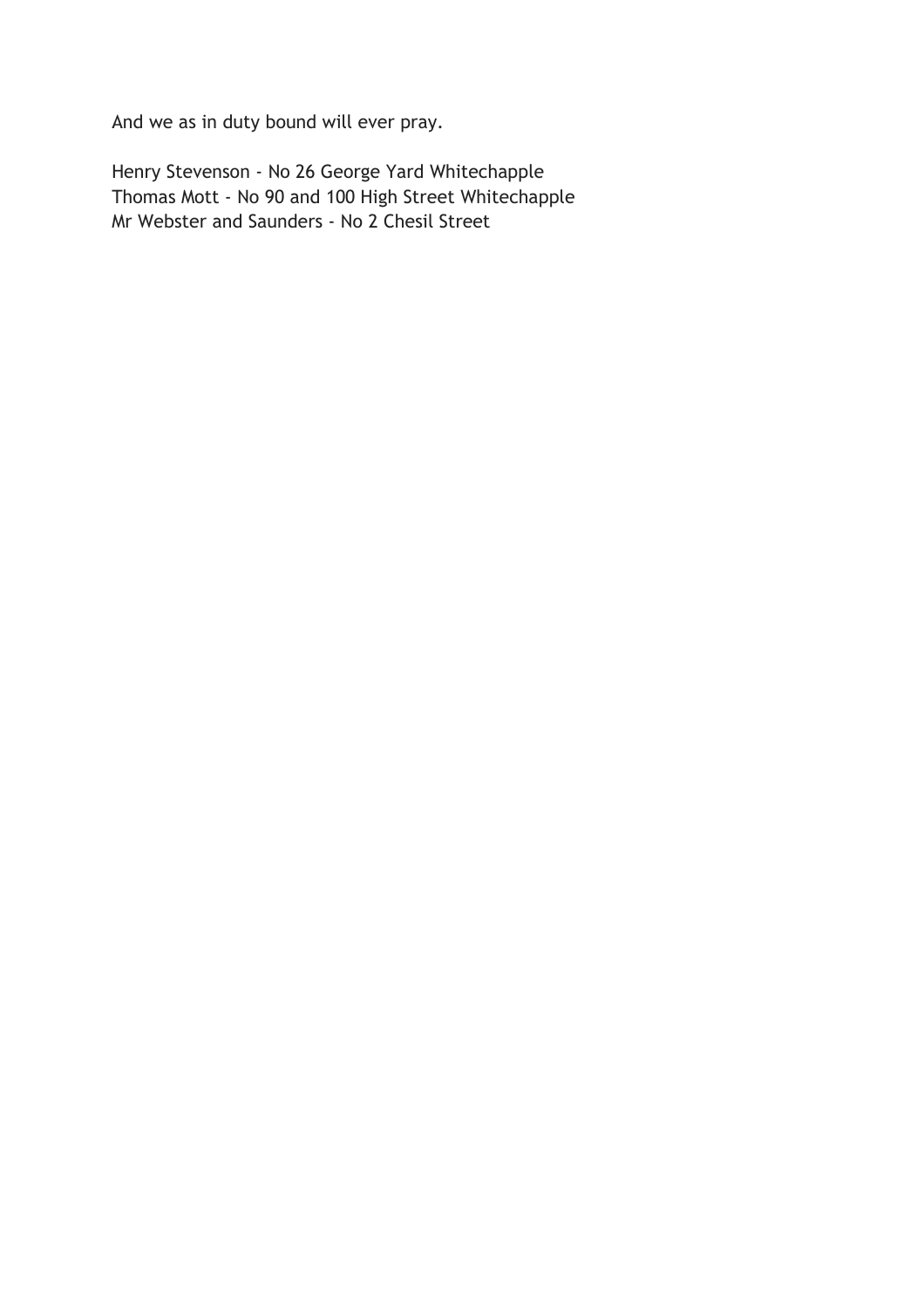And we as in duty bound will ever pray.

Henry Stevenson - No 26 George Yard Whitechapple
Thomas Mott - No 90 and 100 High Street Whitechapple
Mr Webster and Saunders - No 2 Chesil Street